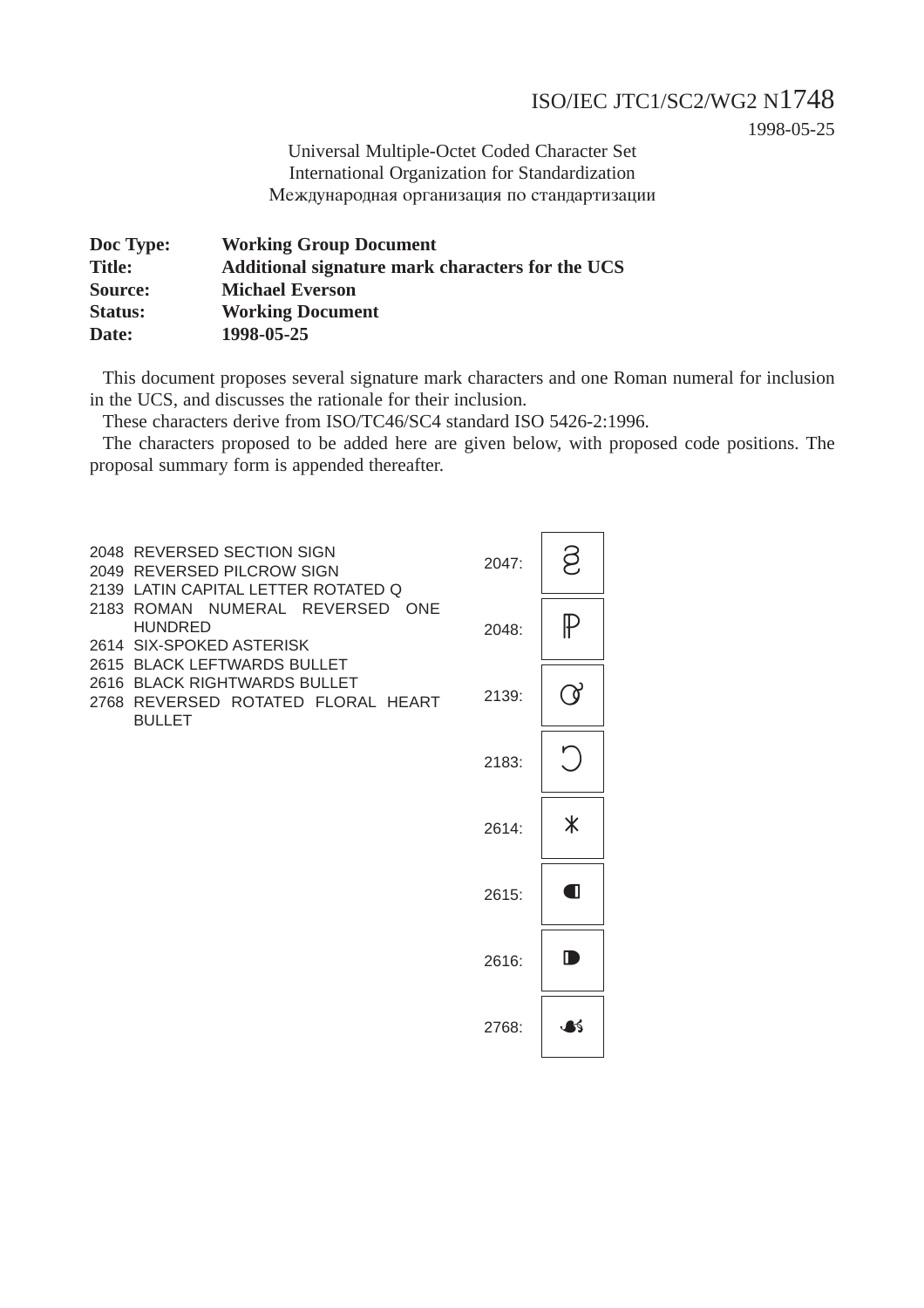ISO/IEC JTC1/SC2/WG2 N1748

1998-05-25

Universal Multiple-Octet Coded Character Set
International Organization for Standardization
Международная организация по стандартизации

| | |
|---|---|
| **Doc Type:** | **Working Group Document** |
| **Title:** | **Additional signature mark characters for the UCS** |
| **Source:** | **Michael Everson** |
| **Status:** | **Working Document** |
| **Date:** | **1998-05-25** |

This document proposes several signature mark characters and one Roman numeral for inclusion in the UCS, and discusses the rationale for their inclusion.

These characters derive from ISO/TC46/SC4 standard ISO 5426-2:1996.

The characters proposed to be added here are given below, with proposed code positions. The proposal summary form is appended thereafter.

2048 REVERSED SECTION SIGN
2049 REVERSED PILCROW SIGN
2139 LATIN CAPITAL LETTER ROTATED Q
2183 ROMAN NUMERAL REVERSED ONE HUNDRED
2614 SIX-SPOKED ASTERISK
2615 BLACK LEFTWARDS BULLET
2616 BLACK RIGHTWARDS BULLET
2768 REVERSED ROTATED FLORAL HEART BULLET

| Code | Glyph |
|---|---|
| 2047: | |
| 2048: | |
| 2139: | |
| 2183: | Ↄ |
| 2614: | |
| 2615: | |
| 2616: | |
| 2768: | |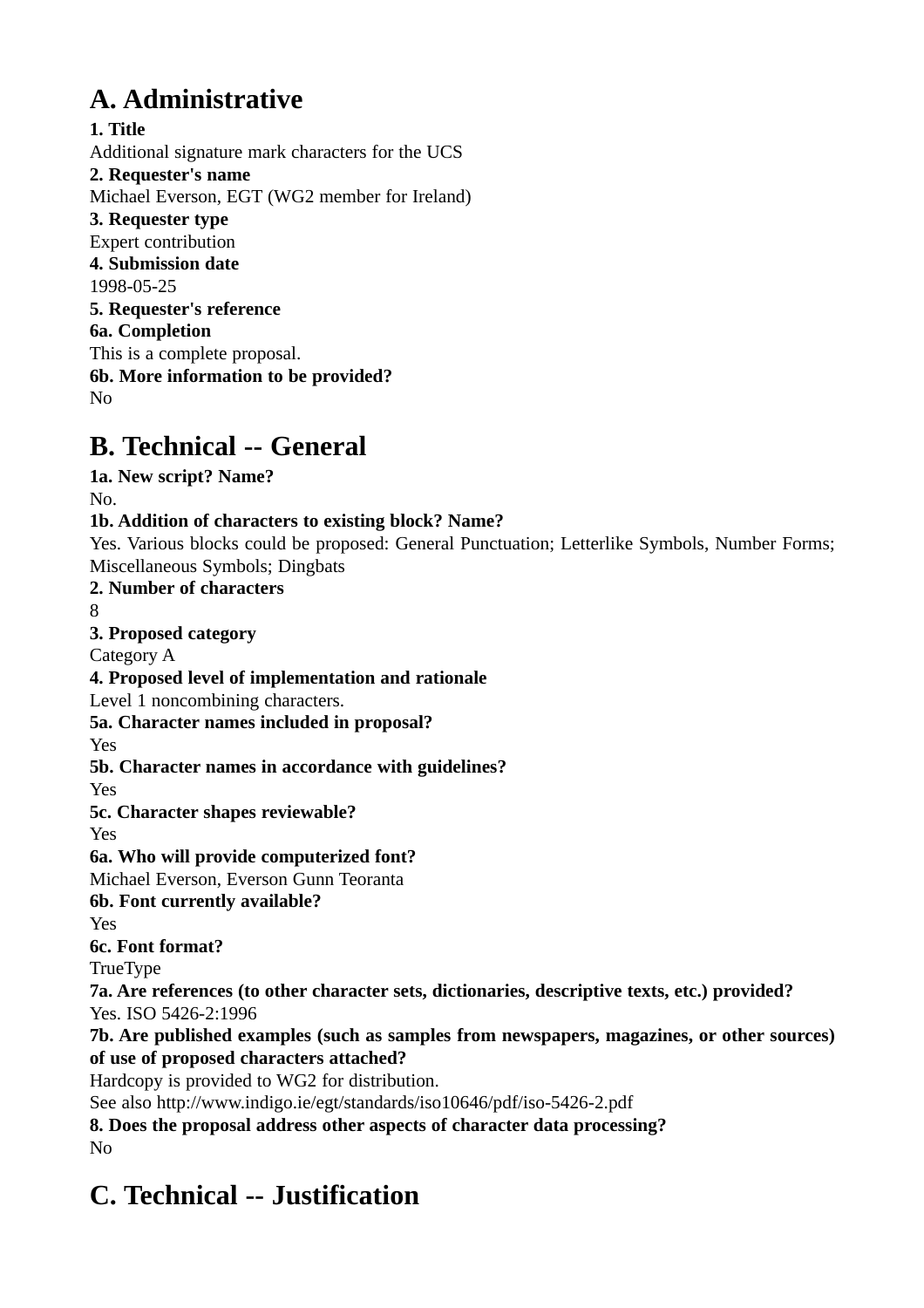## A. Administrative

**1. Title**
Additional signature mark characters for the UCS
**2. Requester's name**
Michael Everson, EGT (WG2 member for Ireland)
**3. Requester type**
Expert contribution
**4. Submission date**
1998-05-25
**5. Requester's reference**
**6a. Completion**
This is a complete proposal.
**6b. More information to be provided?**
No

## B. Technical -- General

**1a. New script? Name?**
No.
**1b. Addition of characters to existing block? Name?**
Yes. Various blocks could be proposed: General Punctuation; Letterlike Symbols, Number Forms; Miscellaneous Symbols; Dingbats
**2. Number of characters**
8
**3. Proposed category**
Category A
**4. Proposed level of implementation and rationale**
Level 1 noncombining characters.
**5a. Character names included in proposal?**
Yes
**5b. Character names in accordance with guidelines?**
Yes
**5c. Character shapes reviewable?**
Yes
**6a. Who will provide computerized font?**
Michael Everson, Everson Gunn Teoranta
**6b. Font currently available?**
Yes
**6c. Font format?**
TrueType
**7a. Are references (to other character sets, dictionaries, descriptive texts, etc.) provided?**
Yes. ISO 5426-2:1996
**7b. Are published examples (such as samples from newspapers, magazines, or other sources) of use of proposed characters attached?**
Hardcopy is provided to WG2 for distribution.
See also http://www.indigo.ie/egt/standards/iso10646/pdf/iso-5426-2.pdf
**8. Does the proposal address other aspects of character data processing?**
No

## C. Technical -- Justification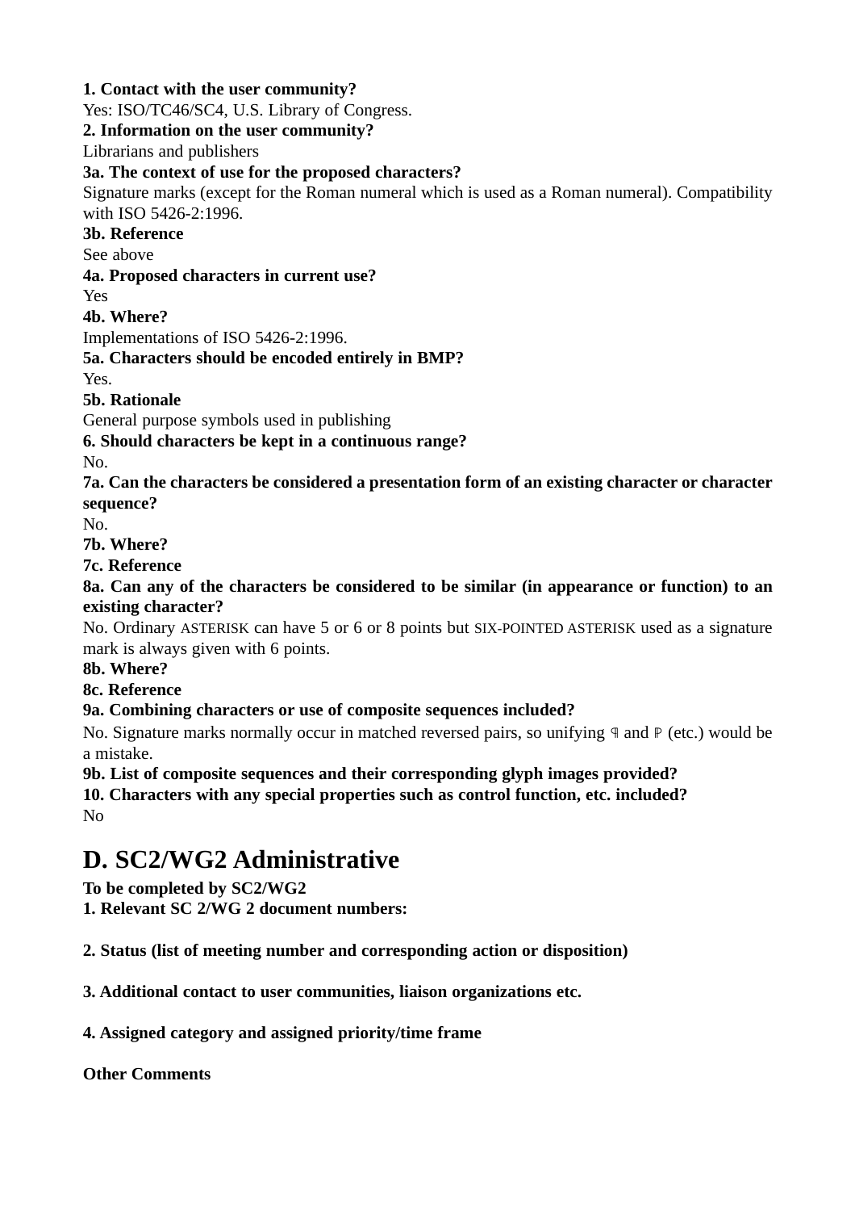**1. Contact with the user community?**
Yes: ISO/TC46/SC4, U.S. Library of Congress.
**2. Information on the user community?**
Librarians and publishers
**3a. The context of use for the proposed characters?**
Signature marks (except for the Roman numeral which is used as a Roman numeral). Compatibility with ISO 5426-2:1996.
**3b. Reference**
See above
**4a. Proposed characters in current use?**
Yes
**4b. Where?**
Implementations of ISO 5426-2:1996.
**5a. Characters should be encoded entirely in BMP?**
Yes.
**5b. Rationale**
General purpose symbols used in publishing
**6. Should characters be kept in a continuous range?**
No.
**7a. Can the characters be considered a presentation form of an existing character or character sequence?**
No.
**7b. Where?**
**7c. Reference**
**8a. Can any of the characters be considered to be similar (in appearance or function) to an existing character?**
No. Ordinary ASTERISK can have 5 or 6 or 8 points but SIX-POINTED ASTERISK used as a signature mark is always given with 6 points.
**8b. Where?**
**8c. Reference**
**9a. Combining characters or use of composite sequences included?**
No. Signature marks normally occur in matched reversed pairs, so unifying ¶ and ⁋ (etc.) would be a mistake.
**9b. List of composite sequences and their corresponding glyph images provided?**
**10. Characters with any special properties such as control function, etc. included?**
No

## D. SC2/WG2 Administrative

**To be completed by SC2/WG2**
**1. Relevant SC 2/WG 2 document numbers:**

**2. Status (list of meeting number and corresponding action or disposition)**

**3. Additional contact to user communities, liaison organizations etc.**

**4. Assigned category and assigned priority/time frame**

**Other Comments**